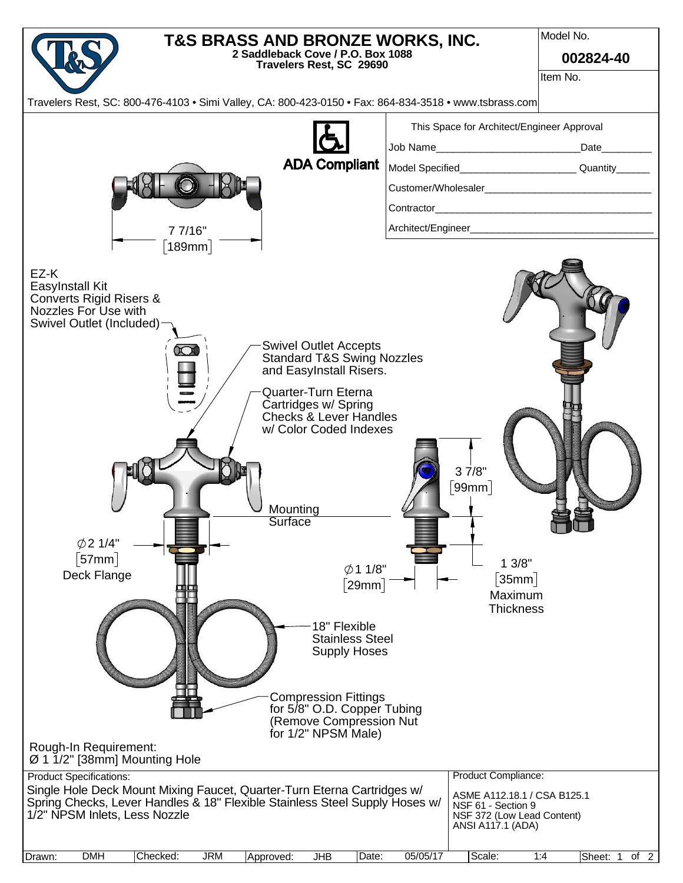# T&S BRASS AND BRONZE WORKS, INC.

**2 Saddleback Cove / P.O. Box 1088**
**Travelers Rest, SC 29690**

Travelers Rest, SC: 800-476-4103 • Simi Valley, CA: 800-423-0150 • Fax: 864-834-3518 • www.tsbrass.com

Model No.
**002824-40**

Item No.

ADA Compliant

This Space for Architect/Engineer Approval

Job Name__________________________Date_________

Model Specified_____________________ Quantity______

Customer/Wholesaler______________________________

Contractor______________________________________

Architect/Engineer_________________________________

7 7/16" [189mm]

EZ-K EasyInstall Kit Converts Rigid Risers & Nozzles For Use with Swivel Outlet (Included)

Swivel Outlet Accepts Standard T&S Swing Nozzles and EasyInstall Risers.

Quarter-Turn Eterna Cartridges w/ Spring Checks & Lever Handles w/ Color Coded Indexes

3 7/8" [99mm]

Mounting Surface

Ø2 1/4" [57mm] Deck Flange

Ø1 1/8" [29mm]

1 3/8" [35mm] Maximum Thickness

18" Flexible Stainless Steel Supply Hoses

Compression Fittings for 5/8" O.D. Copper Tubing (Remove Compression Nut for 1/2" NPSM Male)

Rough-In Requirement:
Ø 1 1/2" [38mm] Mounting Hole

**Product Specifications:**
Single Hole Deck Mount Mixing Faucet, Quarter-Turn Eterna Cartridges w/ Spring Checks, Lever Handles & 18" Flexible Stainless Steel Supply Hoses w/ 1/2" NPSM Inlets, Less Nozzle

**Product Compliance:**
ASME A112.18.1 / CSA B125.1
NSF 61 - Section 9
NSF 372 (Low Lead Content)
ANSI A117.1 (ADA)

| Drawn: | DMH | Checked: | JRM | Approved: | JHB | Date: | 05/05/17 | Scale: | 1:4 | Sheet: 1 of 2 |
|---|---|---|---|---|---|---|---|---|---|---|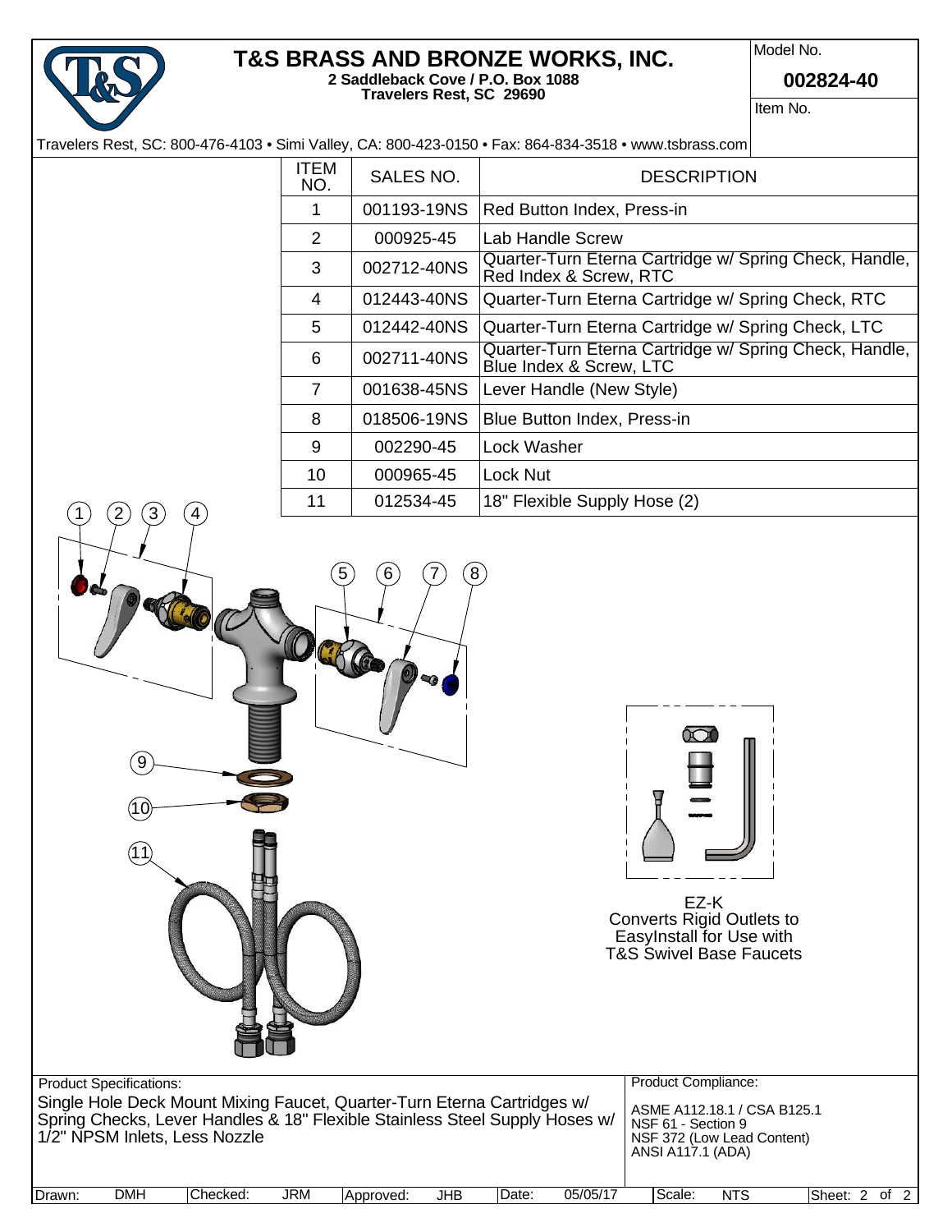# T&S BRASS AND BRONZE WORKS, INC.

**2 Saddleback Cove / P.O. Box 1088**
**Travelers Rest, SC 29690**

Model No. **002824-40**

Item No.

Travelers Rest, SC: 800-476-4103 • Simi Valley, CA: 800-423-0150 • Fax: 864-834-3518 • www.tsbrass.com

| ITEM NO. | SALES NO. | DESCRIPTION |
|---|---|---|
| 1 | 001193-19NS | Red Button Index, Press-in |
| 2 | 000925-45 | Lab Handle Screw |
| 3 | 002712-40NS | Quarter-Turn Eterna Cartridge w/ Spring Check, Handle, Red Index & Screw, RTC |
| 4 | 012443-40NS | Quarter-Turn Eterna Cartridge w/ Spring Check, RTC |
| 5 | 012442-40NS | Quarter-Turn Eterna Cartridge w/ Spring Check, LTC |
| 6 | 002711-40NS | Quarter-Turn Eterna Cartridge w/ Spring Check, Handle, Blue Index & Screw, LTC |
| 7 | 001638-45NS | Lever Handle (New Style) |
| 8 | 018506-19NS | Blue Button Index, Press-in |
| 9 | 002290-45 | Lock Washer |
| 10 | 000965-45 | Lock Nut |
| 11 | 012534-45 | 18" Flexible Supply Hose (2) |

1 2 3 4 5 6 7 8 9 10 11

EZ-K
Converts Rigid Outlets to EasyInstall for Use with T&S Swivel Base Faucets

Product Specifications:

Single Hole Deck Mount Mixing Faucet, Quarter-Turn Eterna Cartridges w/ Spring Checks, Lever Handles & 18" Flexible Stainless Steel Supply Hoses w/ 1/2" NPSM Inlets, Less Nozzle

Product Compliance:

ASME A112.18.1 / CSA B125.1
NSF 61 - Section 9
NSF 372 (Low Lead Content)
ANSI A117.1 (ADA)

| Drawn: | DMH | Checked: | JRM | Approved: | JHB | Date: | 05/05/17 | Scale: | NTS | Sheet: 2 of 2 |
|---|---|---|---|---|---|---|---|---|---|---|